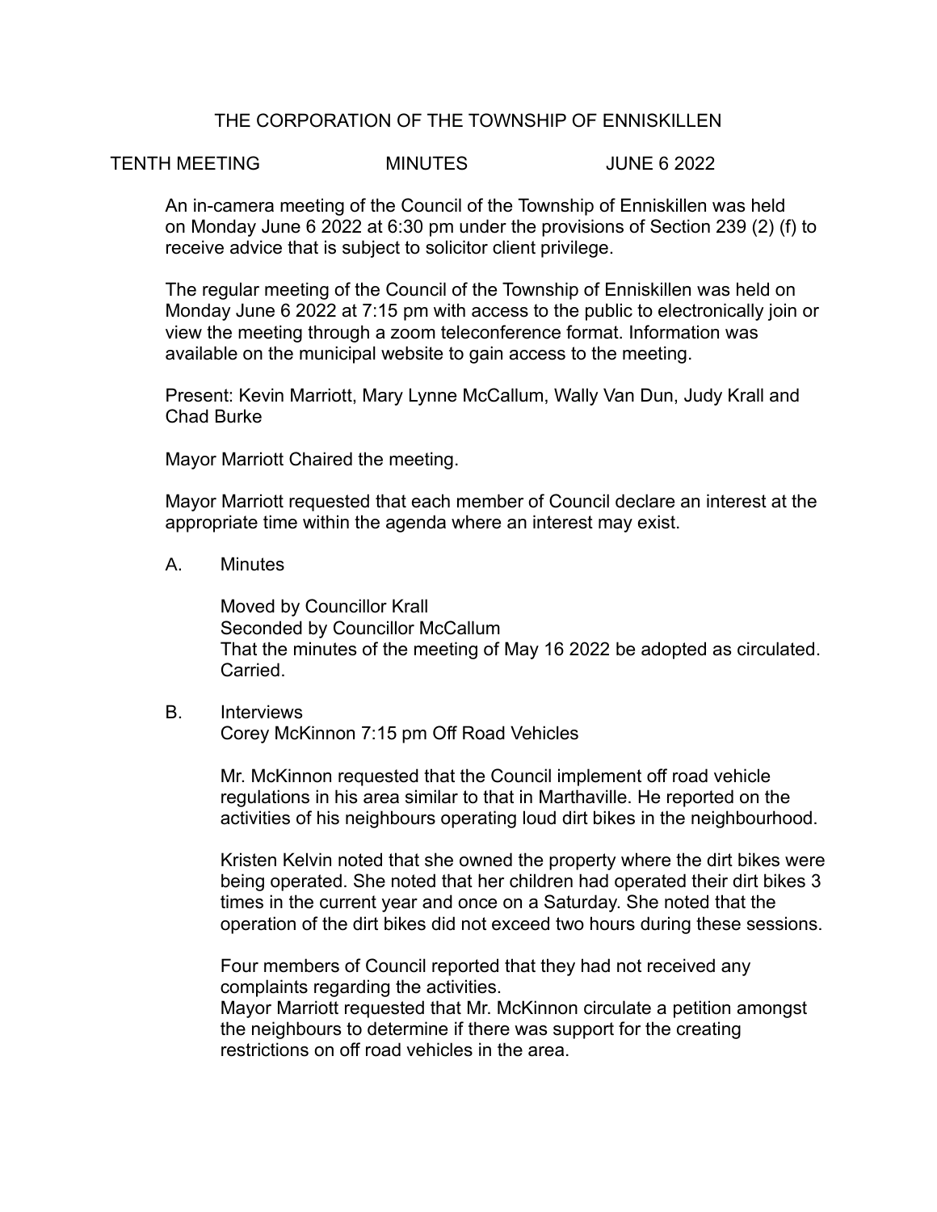# THE CORPORATION OF THE TOWNSHIP OF ENNISKILLEN

TENTH MEETING MINUTES JUNE 6 2022

An in-camera meeting of the Council of the Township of Enniskillen was held on Monday June 6 2022 at 6:30 pm under the provisions of Section 239 (2) (f) to receive advice that is subject to solicitor client privilege.

The regular meeting of the Council of the Township of Enniskillen was held on Monday June 6 2022 at 7:15 pm with access to the public to electronically join or view the meeting through a zoom teleconference format. Information was available on the municipal website to gain access to the meeting.

Present: Kevin Marriott, Mary Lynne McCallum, Wally Van Dun, Judy Krall and Chad Burke

Mayor Marriott Chaired the meeting.

Mayor Marriott requested that each member of Council declare an interest at the appropriate time within the agenda where an interest may exist.

A. Minutes

Moved by Councillor Krall
Seconded by Councillor McCallum
That the minutes of the meeting of May 16 2022 be adopted as circulated.
Carried.

B. Interviews
Corey McKinnon 7:15 pm Off Road Vehicles

Mr. McKinnon requested that the Council implement off road vehicle regulations in his area similar to that in Marthaville. He reported on the activities of his neighbours operating loud dirt bikes in the neighbourhood.

Kristen Kelvin noted that she owned the property where the dirt bikes were being operated. She noted that her children had operated their dirt bikes 3 times in the current year and once on a Saturday. She noted that the operation of the dirt bikes did not exceed two hours during these sessions.

Four members of Council reported that they had not received any complaints regarding the activities.
Mayor Marriott requested that Mr. McKinnon circulate a petition amongst the neighbours to determine if there was support for the creating restrictions on off road vehicles in the area.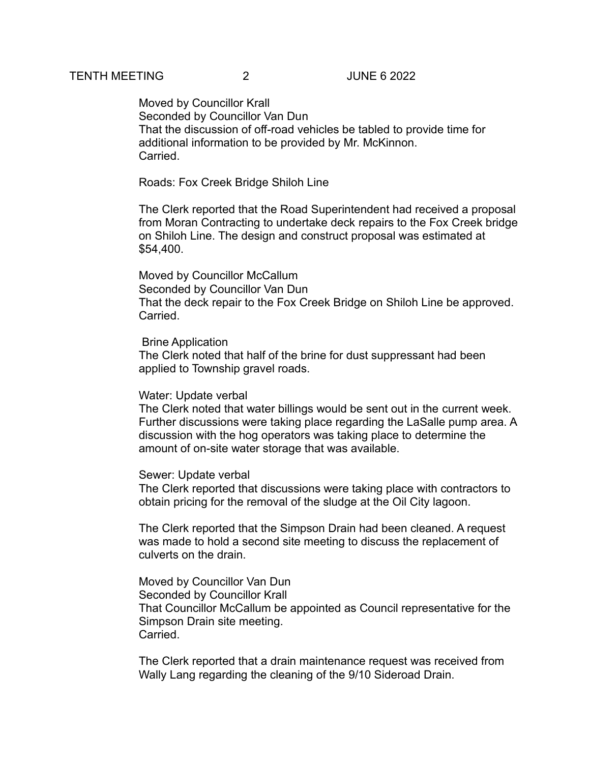Moved by Councillor Krall
Seconded by Councillor Van Dun
That the discussion of off-road vehicles be tabled to provide time for additional information to be provided by Mr. McKinnon.
Carried.

Roads: Fox Creek Bridge Shiloh Line

The Clerk reported that the Road Superintendent had received a proposal from Moran Contracting to undertake deck repairs to the Fox Creek bridge on Shiloh Line. The design and construct proposal was estimated at $54,400.

Moved by Councillor McCallum
Seconded by Councillor Van Dun
That the deck repair to the Fox Creek Bridge on Shiloh Line be approved.
Carried.

Brine Application
The Clerk noted that half of the brine for dust suppressant had been applied to Township gravel roads.

Water: Update verbal
The Clerk noted that water billings would be sent out in the current week. Further discussions were taking place regarding the LaSalle pump area. A discussion with the hog operators was taking place to determine the amount of on-site water storage that was available.

Sewer: Update verbal
The Clerk reported that discussions were taking place with contractors to obtain pricing for the removal of the sludge at the Oil City lagoon.

The Clerk reported that the Simpson Drain had been cleaned. A request was made to hold a second site meeting to discuss the replacement of culverts on the drain.

Moved by Councillor Van Dun
Seconded by Councillor Krall
That Councillor McCallum be appointed as Council representative for the Simpson Drain site meeting.
Carried.

The Clerk reported that a drain maintenance request was received from Wally Lang regarding the cleaning of the 9/10 Sideroad Drain.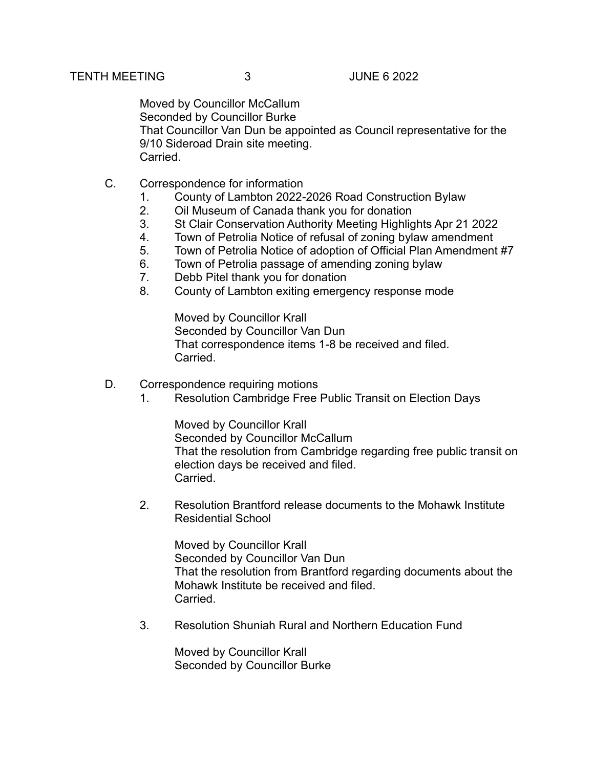Moved by Councillor McCallum
Seconded by Councillor Burke
That Councillor Van Dun be appointed as Council representative for the 9/10 Sideroad Drain site meeting.
Carried.

C. Correspondence for information

1. County of Lambton 2022-2026 Road Construction Bylaw
2. Oil Museum of Canada thank you for donation
3. St Clair Conservation Authority Meeting Highlights Apr 21 2022
4. Town of Petrolia Notice of refusal of zoning bylaw amendment
5. Town of Petrolia Notice of adoption of Official Plan Amendment #7
6. Town of Petrolia passage of amending zoning bylaw
7. Debb Pitel thank you for donation
8. County of Lambton exiting emergency response mode

Moved by Councillor Krall
Seconded by Councillor Van Dun
That correspondence items 1-8 be received and filed.
Carried.

D. Correspondence requiring motions

1. Resolution Cambridge Free Public Transit on Election Days

Moved by Councillor Krall
Seconded by Councillor McCallum
That the resolution from Cambridge regarding free public transit on election days be received and filed.
Carried.

2. Resolution Brantford release documents to the Mohawk Institute Residential School

Moved by Councillor Krall
Seconded by Councillor Van Dun
That the resolution from Brantford regarding documents about the Mohawk Institute be received and filed.
Carried.

3. Resolution Shuniah Rural and Northern Education Fund

Moved by Councillor Krall
Seconded by Councillor Burke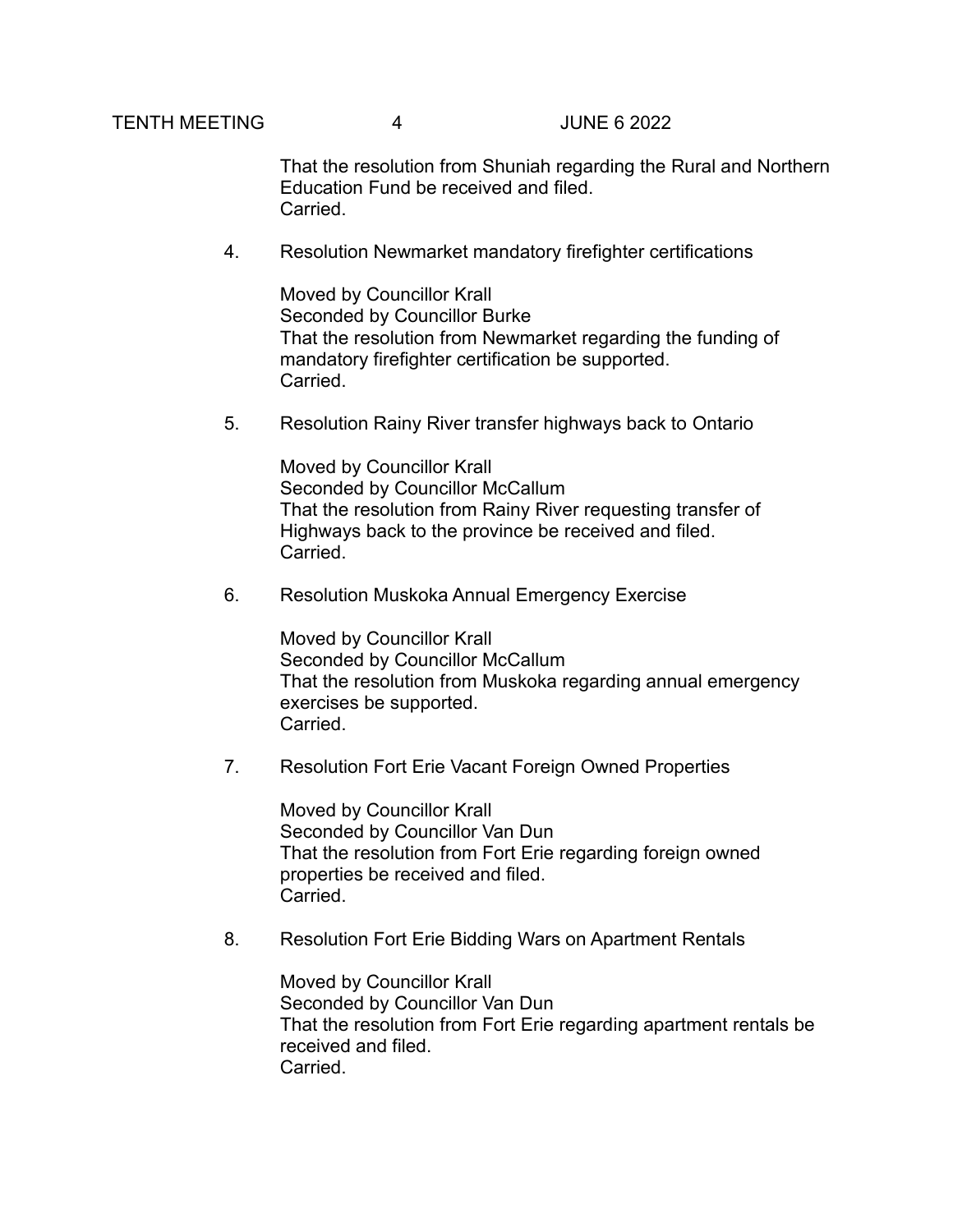That the resolution from Shuniah regarding the Rural and Northern Education Fund be received and filed.
Carried.

4. Resolution Newmarket mandatory firefighter certifications

   Moved by Councillor Krall
   Seconded by Councillor Burke
   That the resolution from Newmarket regarding the funding of mandatory firefighter certification be supported.
   Carried.

5. Resolution Rainy River transfer highways back to Ontario

   Moved by Councillor Krall
   Seconded by Councillor McCallum
   That the resolution from Rainy River requesting transfer of Highways back to the province be received and filed.
   Carried.

6. Resolution Muskoka Annual Emergency Exercise

   Moved by Councillor Krall
   Seconded by Councillor McCallum
   That the resolution from Muskoka regarding annual emergency exercises be supported.
   Carried.

7. Resolution Fort Erie Vacant Foreign Owned Properties

   Moved by Councillor Krall
   Seconded by Councillor Van Dun
   That the resolution from Fort Erie regarding foreign owned properties be received and filed.
   Carried.

8. Resolution Fort Erie Bidding Wars on Apartment Rentals

   Moved by Councillor Krall
   Seconded by Councillor Van Dun
   That the resolution from Fort Erie regarding apartment rentals be received and filed.
   Carried.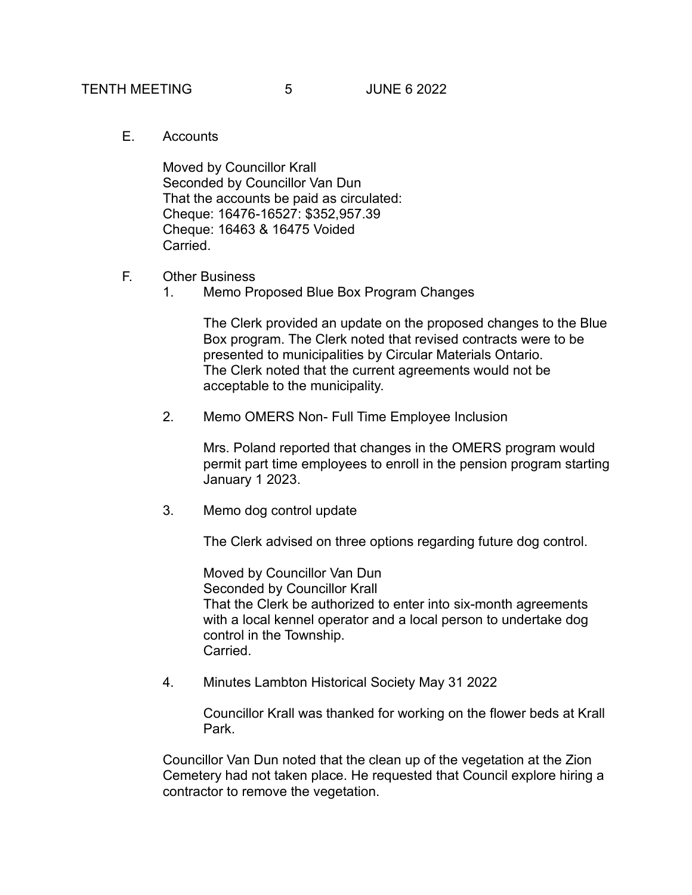E. Accounts

Moved by Councillor Krall
Seconded by Councillor Van Dun
That the accounts be paid as circulated:
Cheque: 16476-16527: $352,957.39
Cheque: 16463 & 16475 Voided
Carried.

F. Other Business

1. Memo Proposed Blue Box Program Changes

   The Clerk provided an update on the proposed changes to the Blue Box program. The Clerk noted that revised contracts were to be presented to municipalities by Circular Materials Ontario. The Clerk noted that the current agreements would not be acceptable to the municipality.

2. Memo OMERS Non- Full Time Employee Inclusion

   Mrs. Poland reported that changes in the OMERS program would permit part time employees to enroll in the pension program starting January 1 2023.

3. Memo dog control update

   The Clerk advised on three options regarding future dog control.

   Moved by Councillor Van Dun
   Seconded by Councillor Krall
   That the Clerk be authorized to enter into six-month agreements with a local kennel operator and a local person to undertake dog control in the Township.
   Carried.

4. Minutes Lambton Historical Society May 31 2022

   Councillor Krall was thanked for working on the flower beds at Krall Park.

Councillor Van Dun noted that the clean up of the vegetation at the Zion Cemetery had not taken place. He requested that Council explore hiring a contractor to remove the vegetation.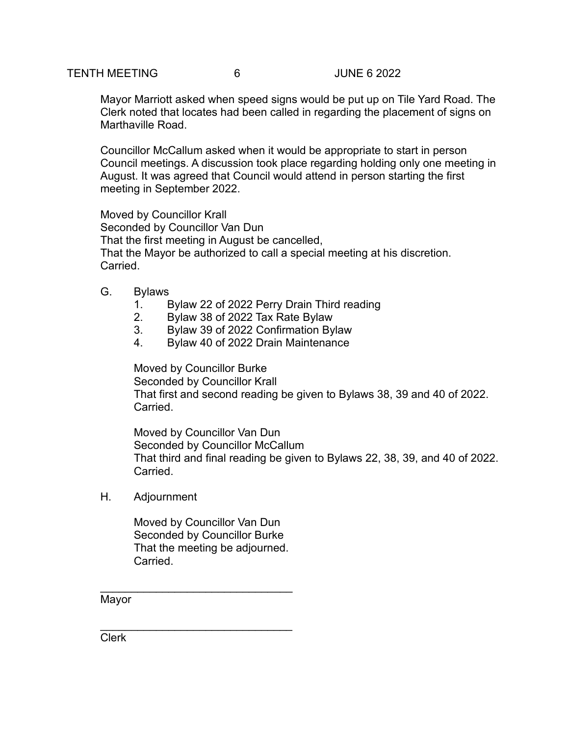Mayor Marriott asked when speed signs would be put up on Tile Yard Road. The Clerk noted that locates had been called in regarding the placement of signs on Marthaville Road.

Councillor McCallum asked when it would be appropriate to start in person Council meetings. A discussion took place regarding holding only one meeting in August. It was agreed that Council would attend in person starting the first meeting in September 2022.

Moved by Councillor Krall
Seconded by Councillor Van Dun
That the first meeting in August be cancelled,
That the Mayor be authorized to call a special meeting at his discretion.
Carried.

G. Bylaws

1. Bylaw 22 of 2022 Perry Drain Third reading
2. Bylaw 38 of 2022 Tax Rate Bylaw
3. Bylaw 39 of 2022 Confirmation Bylaw
4. Bylaw 40 of 2022 Drain Maintenance

Moved by Councillor Burke
Seconded by Councillor Krall
That first and second reading be given to Bylaws 38, 39 and 40 of 2022.
Carried.

Moved by Councillor Van Dun
Seconded by Councillor McCallum
That third and final reading be given to Bylaws 22, 38, 39, and 40 of 2022.
Carried.

H. Adjournment

Moved by Councillor Van Dun
Seconded by Councillor Burke
That the meeting be adjourned.
Carried.

_______________________________
Mayor

_______________________________
Clerk